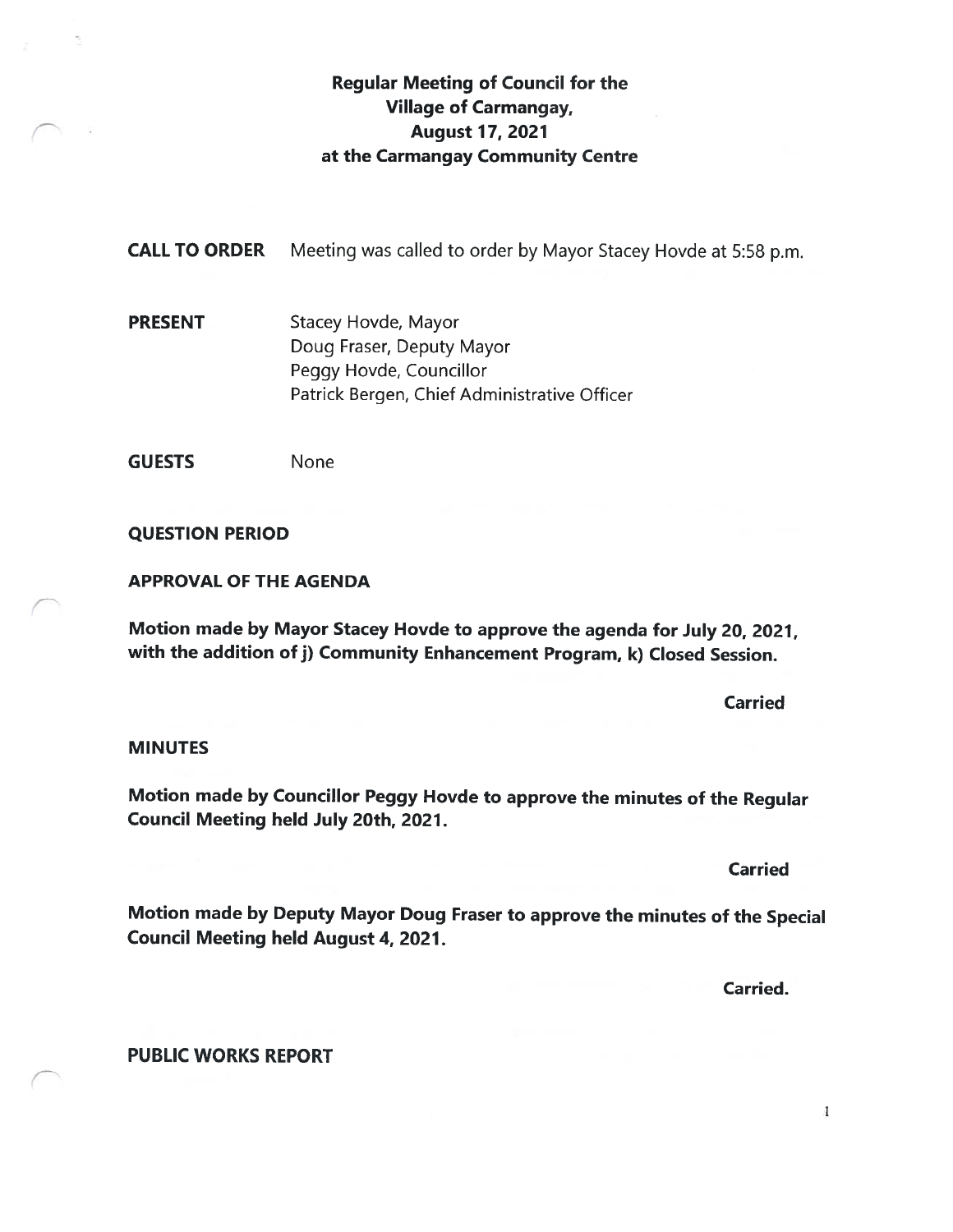# Regular Meeting of Council for the Village of Carmangay, August 17, 2021 at the Carmangay Community Centre

**CALL TO ORDER** Meeting was called to order by Mayor Stacey Hovde at 5:58 p.m.

**PRESENT**
Stacey Hovde, Mayor
Doug Fraser, Deputy Mayor
Peggy Hovde, Councillor
Patrick Bergen, Chief Administrative Officer

**GUESTS** None

**QUESTION PERIOD**

**APPROVAL OF THE AGENDA**

**Motion made by Mayor Stacey Hovde to approve the agenda for July 20, 2021, with the addition of j) Community Enhancement Program, k) Closed Session.**

**Carried**

**MINUTES**

**Motion made by Councillor Peggy Hovde to approve the minutes of the Regular Council Meeting held July 20th, 2021.**

**Carried**

**Motion made by Deputy Mayor Doug Fraser to approve the minutes of the Special Council Meeting held August 4, 2021.**

**Carried.**

**PUBLIC WORKS REPORT**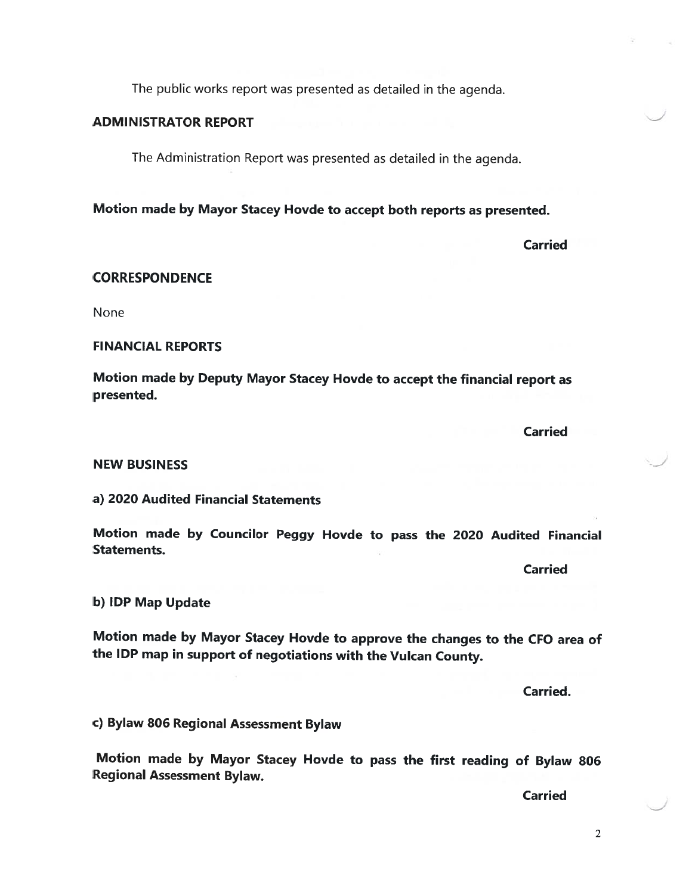The public works report was presented as detailed in the agenda.

## ADMINISTRATOR REPORT

The Administration Report was presented as detailed in the agenda.

**Motion made by Mayor Stacey Hovde to accept both reports as presented.**

**Carried**

## CORRESPONDENCE

None

## FINANCIAL REPORTS

**Motion made by Deputy Mayor Stacey Hovde to accept the financial report as presented.**

**Carried**

## NEW BUSINESS

**a) 2020 Audited Financial Statements**

**Motion made by Councilor Peggy Hovde to pass the 2020 Audited Financial Statements.**

**Carried**

**b) IDP Map Update**

**Motion made by Mayor Stacey Hovde to approve the changes to the CFO area of the IDP map in support of negotiations with the Vulcan County.**

**Carried.**

**c) Bylaw 806 Regional Assessment Bylaw**

**Motion made by Mayor Stacey Hovde to pass the first reading of Bylaw 806 Regional Assessment Bylaw.**

**Carried**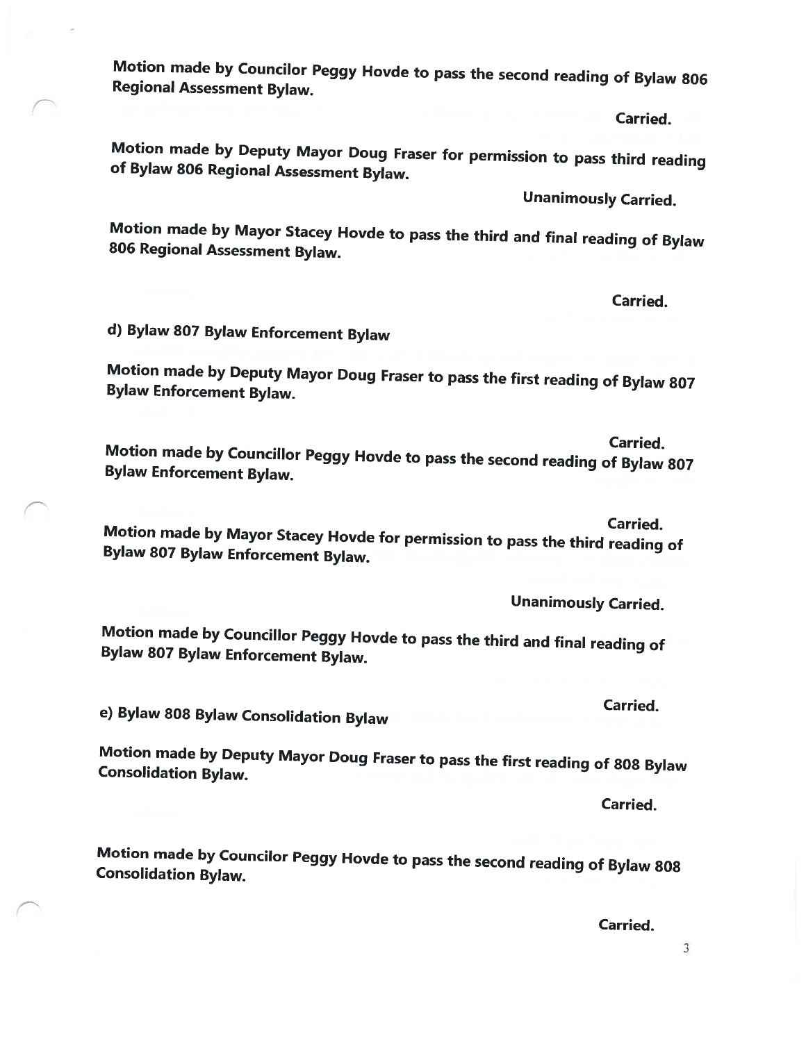**Motion made by Councilor Peggy Hovde to pass the second reading of Bylaw 806 Regional Assessment Bylaw.**

**Carried.**

**Motion made by Deputy Mayor Doug Fraser for permission to pass third reading of Bylaw 806 Regional Assessment Bylaw.**

**Unanimously Carried.**

**Motion made by Mayor Stacey Hovde to pass the third and final reading of Bylaw 806 Regional Assessment Bylaw.**

**Carried.**

**d) Bylaw 807 Bylaw Enforcement Bylaw**

**Motion made by Deputy Mayor Doug Fraser to pass the first reading of Bylaw 807 Bylaw Enforcement Bylaw.**

**Carried.**

**Motion made by Councillor Peggy Hovde to pass the second reading of Bylaw 807 Bylaw Enforcement Bylaw.**

**Carried.**

**Motion made by Mayor Stacey Hovde for permission to pass the third reading of Bylaw 807 Bylaw Enforcement Bylaw.**

**Unanimously Carried.**

**Motion made by Councillor Peggy Hovde to pass the third and final reading of Bylaw 807 Bylaw Enforcement Bylaw.**

**Carried.**

**e) Bylaw 808 Bylaw Consolidation Bylaw**

**Motion made by Deputy Mayor Doug Fraser to pass the first reading of 808 Bylaw Consolidation Bylaw.**

**Carried.**

**Motion made by Councilor Peggy Hovde to pass the second reading of Bylaw 808 Consolidation Bylaw.**

**Carried.**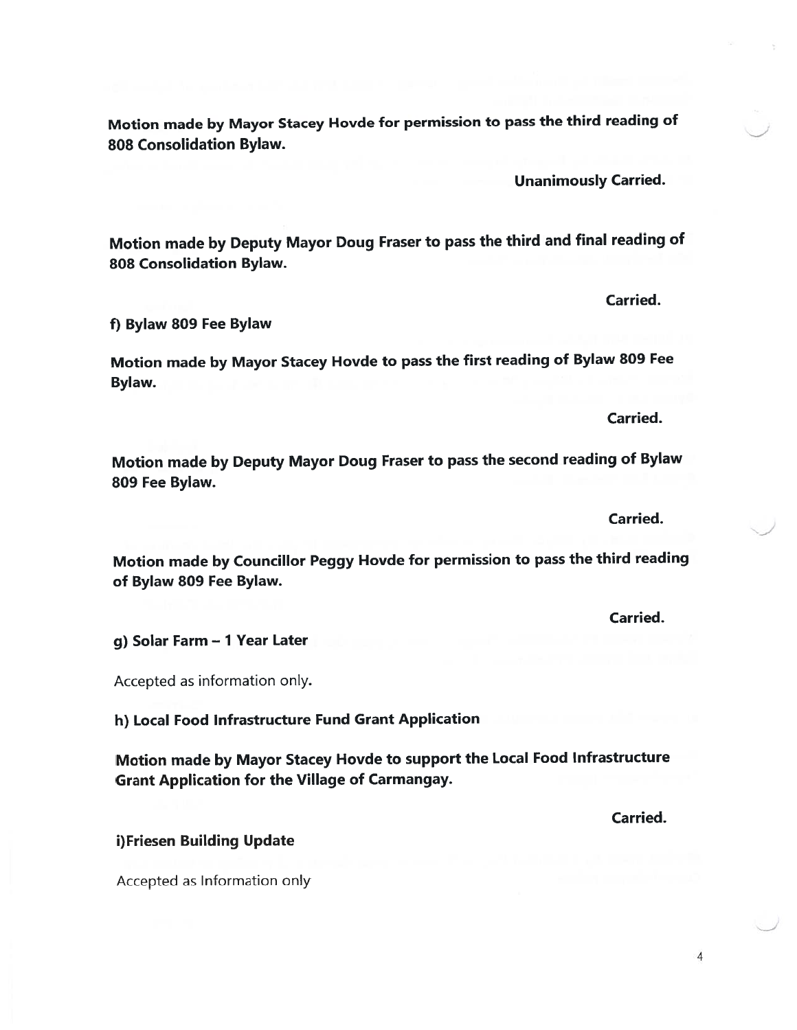**Motion made by Mayor Stacey Hovde for permission to pass the third reading of 808 Consolidation Bylaw.**

**Unanimously Carried.**

**Motion made by Deputy Mayor Doug Fraser to pass the third and final reading of 808 Consolidation Bylaw.**

**Carried.**

**f) Bylaw 809 Fee Bylaw**

**Motion made by Mayor Stacey Hovde to pass the first reading of Bylaw 809 Fee Bylaw.**

**Carried.**

**Motion made by Deputy Mayor Doug Fraser to pass the second reading of Bylaw 809 Fee Bylaw.**

**Carried.**

**Motion made by Councillor Peggy Hovde for permission to pass the third reading of Bylaw 809 Fee Bylaw.**

**Carried.**

**g) Solar Farm – 1 Year Later**

Accepted as information only.

**h) Local Food Infrastructure Fund Grant Application**

**Motion made by Mayor Stacey Hovde to support the Local Food Infrastructure Grant Application for the Village of Carmangay.**

**Carried.**

**i)Friesen Building Update**

Accepted as Information only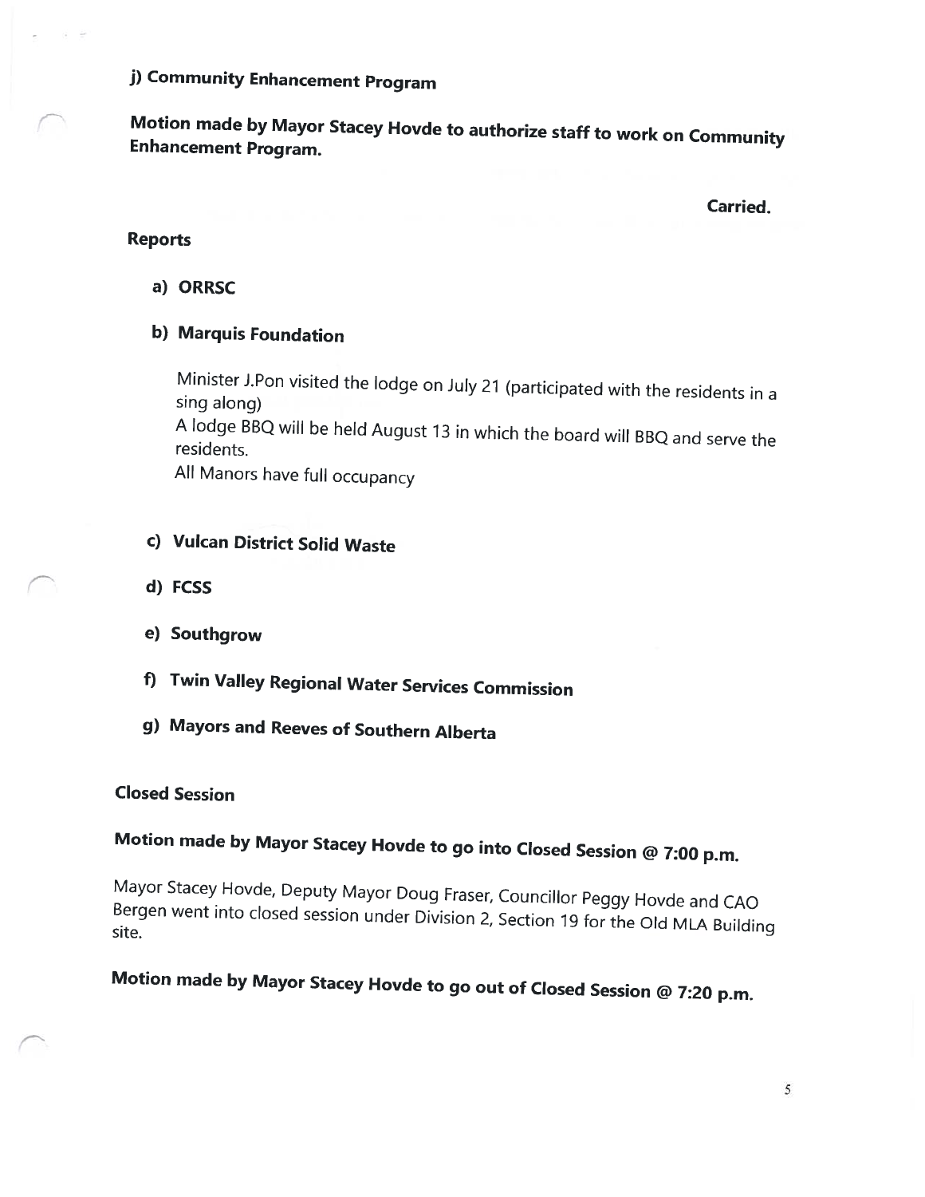**j) Community Enhancement Program**

**Motion made by Mayor Stacey Hovde to authorize staff to work on Community Enhancement Program.**

**Carried.**

**Reports**

**a) ORRSC**

**b) Marquis Foundation**

Minister J.Pon visited the lodge on July 21 (participated with the residents in a sing along)
A lodge BBQ will be held August 13 in which the board will BBQ and serve the residents.
All Manors have full occupancy

**c) Vulcan District Solid Waste**

**d) FCSS**

**e) Southgrow**

**f) Twin Valley Regional Water Services Commission**

**g) Mayors and Reeves of Southern Alberta**

**Closed Session**

**Motion made by Mayor Stacey Hovde to go into Closed Session @ 7:00 p.m.**

Mayor Stacey Hovde, Deputy Mayor Doug Fraser, Councillor Peggy Hovde and CAO Bergen went into closed session under Division 2, Section 19 for the Old MLA Building site.

**Motion made by Mayor Stacey Hovde to go out of Closed Session @ 7:20 p.m.**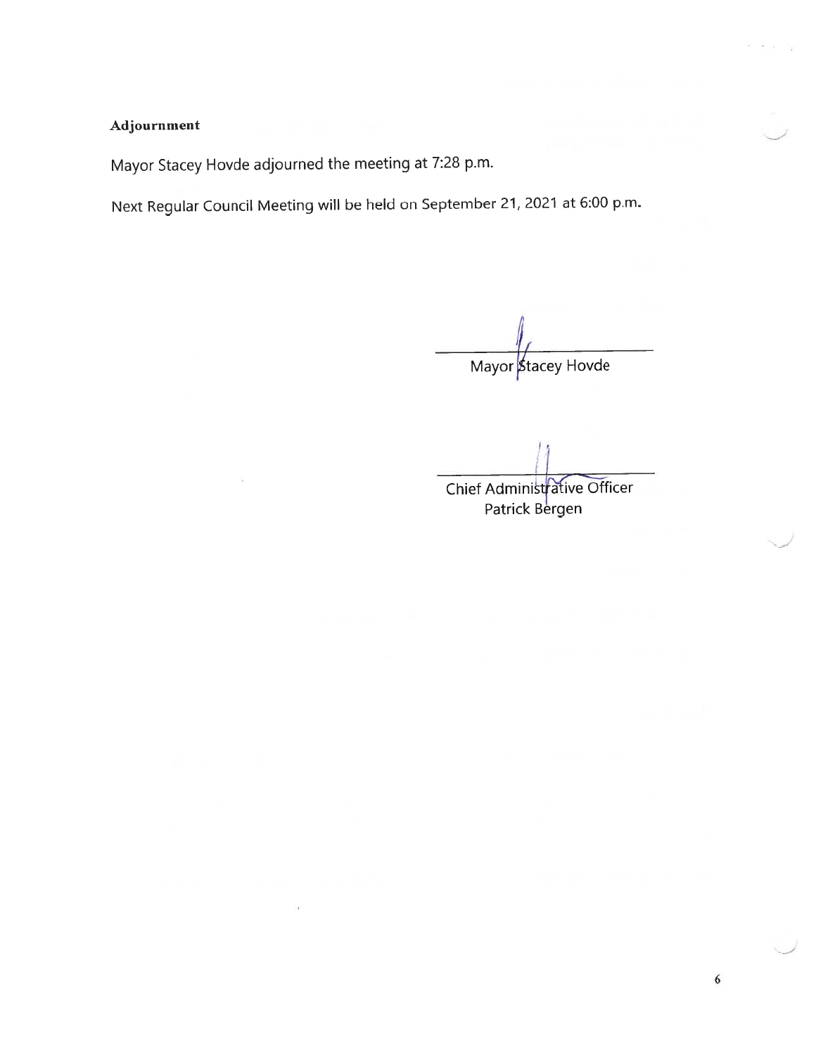**Adjournment**

Mayor Stacey Hovde adjourned the meeting at 7:28 p.m.

Next Regular Council Meeting will be held on September 21, 2021 at 6:00 p.m.

Mayor Stacey Hovde

Chief Administrative Officer
Patrick Bergen